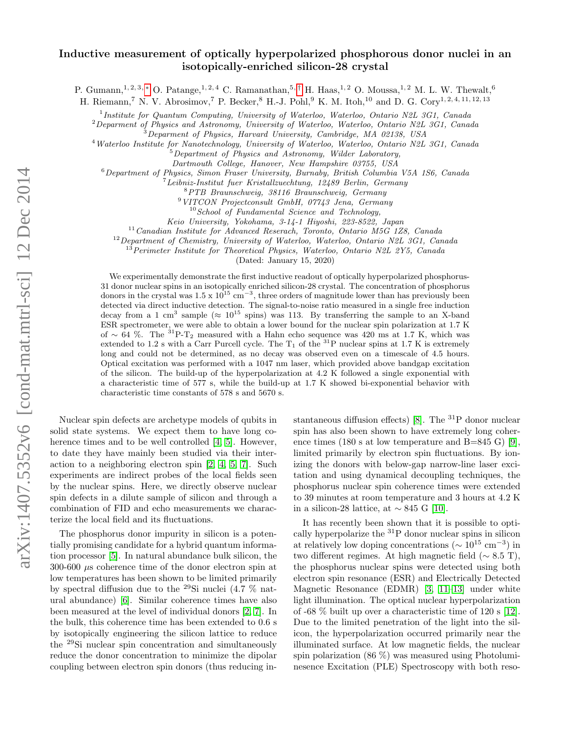# Inductive measurement of optically hyperpolarized phosphorous donor nuclei in an isotopically-enriched silicon-28 crystal

P. Gumann,[1,2,3,*] O. Patange,[1,2,4] C. Ramanathan,[5,†] H. Haas,[1,2] O. Moussa,[1,2] M. L. W. Thewalt,[6] H. Riemann,[7] N. V. Abrosimov,[7] P. Becker,[8] H.-J. Pohl,[9] K. M. Itoh,[10] and D. G. Cory[1,2,4,11,12,13]

[1] *Institute for Quantum Computing, University of Waterloo, Waterloo, Ontario N2L 3G1, Canada*
[2] *Deparment of Physics and Astronomy, University of Waterloo, Waterloo, Ontario N2L 3G1, Canada*
[3] *Deparment of Physics, Harvard University, Cambridge, MA 02138, USA*
[4] *Waterloo Institute for Nanotechnology, University of Waterloo, Waterloo, Ontario N2L 3G1, Canada*
[5] *Department of Physics and Astronomy, Wilder Laboratory, Dartmouth College, Hanover, New Hampshire 03755, USA*
[6] *Department of Physics, Simon Fraser University, Burnaby, British Columbia V5A 1S6, Canada*
[7] *Leibniz-Institut fuer Kristallzuechtung, 12489 Berlin, Germany*
[8] *PTB Braunschweig, 38116 Braunschweig, Germany*
[9] *VITCON Projectconsult GmbH, 07743 Jena, Germany*
[10] *School of Fundamental Science and Technology, Keio University, Yokohama, 3-14-1 Hiyoshi, 223-8522, Japan*
[11] *Canadian Institute for Advanced Reserach, Toronto, Ontario M5G 1Z8, Canada*
[12] *Department of Chemistry, University of Waterloo, Waterloo, Ontario N2L 3G1, Canada*
[13] *Perimeter Institute for Theoretical Physics, Waterloo, Ontario N2L 2Y5, Canada*

(Dated: January 15, 2020)

We experimentally demonstrate the first inductive readout of optically hyperpolarized phosphorus-31 donor nuclear spins in an isotopically enriched silicon-28 crystal. The concentration of phosphorus donors in the crystal was 1.5 x $10^{15}$ cm$^{-3}$, three orders of magnitude lower than has previously been detected via direct inductive detection. The signal-to-noise ratio measured in a single free induction decay from a 1 cm$^3$ sample ($\approx 10^{15}$ spins) was 113. By transferring the sample to an X-band ESR spectrometer, we were able to obtain a lower bound for the nuclear spin polarization at 1.7 K of $\sim$ 64 %. The $^{31}$P-T$_2$ measured with a Hahn echo sequence was 420 ms at 1.7 K, which was extended to 1.2 s with a Carr Purcell cycle. The T$_1$ of the $^{31}$P nuclear spins at 1.7 K is extremely long and could not be determined, as no decay was observed even on a timescale of 4.5 hours. Optical excitation was performed with a 1047 nm laser, which provided above bandgap excitation of the silicon. The build-up of the hyperpolarization at 4.2 K followed a single exponential with a characteristic time of 577 s, while the build-up at 1.7 K showed bi-exponential behavior with characteristic time constants of 578 s and 5670 s.

Nuclear spin defects are archetype models of qubits in solid state systems. We expect them to have long coherence times and to be well controlled [4, 5]. However, to date they have mainly been studied via their interaction to a neighboring electron spin [2, 4, 5, 7]. Such experiments are indirect probes of the local fields seen by the nuclear spins. Here, we directly observe nuclear spin defects in a dilute sample of silicon and through a combination of FID and echo measurements we characterize the local field and its fluctuations.

The phosphorus donor impurity in silicon is a potentially promising candidate for a hybrid quantum information processor [5]. In natural abundance bulk silicon, the 300-600 $\mu$s coherence time of the donor electron spin at low temperatures has been shown to be limited primarily by spectral diffusion due to the $^{29}$Si nuclei (4.7 % natural abundance) [6]. Similar coherence times have also been measured at the level of individual donors [2, 7]. In the bulk, this coherence time has been extended to 0.6 s by isotopically engineering the silicon lattice to reduce the $^{29}$Si nuclear spin concentration and simultaneously reduce the donor concentration to minimize the dipolar coupling between electron spin donors (thus reducing instantaneous diffusion effects) [8]. The $^{31}$P donor nuclear spin has also been shown to have extremely long coherence times (180 s at low temperature and B=845 G) [9], limited primarily by electron spin fluctuations. By ionizing the donors with below-gap narrow-line laser excitation and using dynamical decoupling techniques, the phosphorus nuclear spin coherence times were extended to 39 minutes at room temperature and 3 hours at 4.2 K in a silicon-28 lattice, at $\sim$ 845 G [10].

It has recently been shown that it is possible to optically hyperpolarize the $^{31}$P donor nuclear spins in silicon at relatively low doping concentrations ($\sim 10^{15}$ cm$^{-3}$) in two different regimes. At high magnetic field ($\sim$ 8.5 T), the phosphorus nuclear spins were detected using both electron spin resonance (ESR) and Electrically Detected Magnetic Resonance (EDMR) [3, 11–13] under white light illumination. The optical nuclear hyperpolarization of -68 % built up over a characteristic time of 120 s [12]. Due to the limited penetration of the light into the silicon, the hyperpolarization occurred primarily near the illuminated surface. At low magnetic fields, the nuclear spin polarization (86 %) was measured using Photoluminesence Excitation (PLE) Spectroscopy with both reso-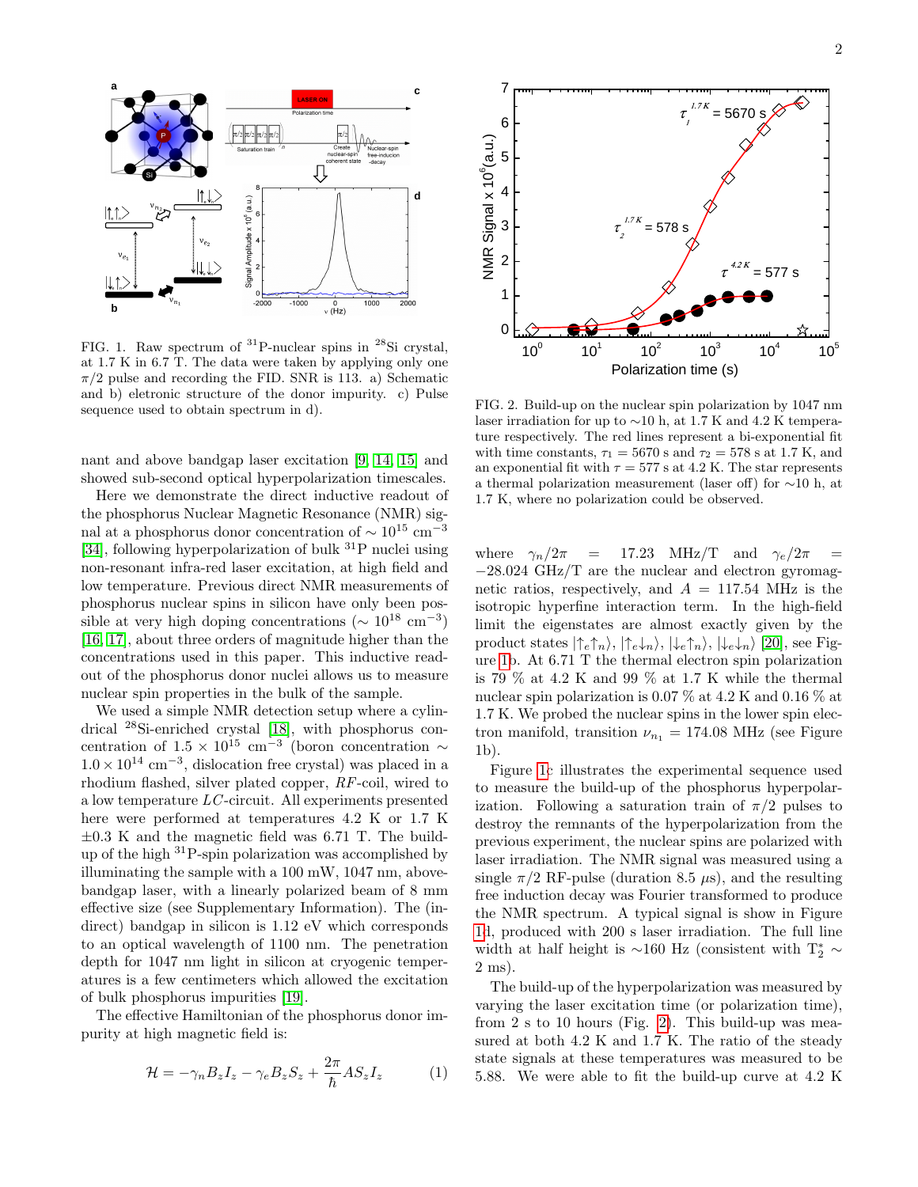FIG. 1. Raw spectrum of $^{31}$P-nuclear spins in $^{28}$Si crystal, at 1.7 K in 6.7 T. The data were taken by applying only one $\pi/2$ pulse and recording the FID. SNR is 113. a) Schematic and b) eletronic structure of the donor impurity. c) Pulse sequence used to obtain spectrum in d).

nant and above bandgap laser excitation [9, 14, 15] and showed sub-second optical hyperpolarization timescales.

Here we demonstrate the direct inductive readout of the phosphorus Nuclear Magnetic Resonance (NMR) signal at a phosphorus donor concentration of $\sim 10^{15}$ cm$^{-3}$ [34], following hyperpolarization of bulk $^{31}$P nuclei using non-resonant infra-red laser excitation, at high field and low temperature. Previous direct NMR measurements of phosphorus nuclear spins in silicon have only been possible at very high doping concentrations ($\sim 10^{18}$ cm$^{-3}$) [16, 17], about three orders of magnitude higher than the concentrations used in this paper. This inductive readout of the phosphorus donor nuclei allows us to measure nuclear spin properties in the bulk of the sample.

We used a simple NMR detection setup where a cylindrical $^{28}$Si-enriched crystal [18], with phosphorus concentration of $1.5 \times 10^{15}$ cm$^{-3}$ (boron concentration $\sim 1.0 \times 10^{14}$ cm$^{-3}$, dislocation free crystal) was placed in a rhodium flashed, silver plated copper, *RF*-coil, wired to a low temperature *LC*-circuit. All experiments presented here were performed at temperatures 4.2 K or 1.7 K $\pm 0.3$ K and the magnetic field was 6.71 T. The build-up of the high $^{31}$P-spin polarization was accomplished by illuminating the sample with a 100 mW, 1047 nm, above-bandgap laser, with a linearly polarized beam of 8 mm effective size (see Supplementary Information). The (indirect) bandgap in silicon is 1.12 eV which corresponds to an optical wavelength of 1100 nm. The penetration depth for 1047 nm light in silicon at cryogenic temperatures is a few centimeters which allowed the excitation of bulk phosphorus impurities [19].

The effective Hamiltonian of the phosphorus donor impurity at high magnetic field is:

$$\mathcal{H} = -\gamma_n B_z I_z - \gamma_e B_z S_z + \frac{2\pi}{\hbar} A S_z I_z \qquad (1)$$

FIG. 2. Build-up on the nuclear spin polarization by 1047 nm laser irradiation for up to $\sim$10 h, at 1.7 K and 4.2 K temperature respectively. The red lines represent a bi-exponential fit with time constants, $\tau_1 = 5670$ s and $\tau_2 = 578$ s at 1.7 K, and an exponential fit with $\tau = 577$ s at 4.2 K. The star represents a thermal polarization measurement (laser off) for $\sim$10 h, at 1.7 K, where no polarization could be observed.

where $\gamma_n/2\pi = 17.23$ MHz/T and $\gamma_e/2\pi = -28.024$ GHz/T are the nuclear and electron gyromagnetic ratios, respectively, and $A = 117.54$ MHz is the isotropic hyperfine interaction term. In the high-field limit the eigenstates are almost exactly given by the product states $|\uparrow_e\uparrow_n\rangle$, $|\uparrow_e\downarrow_n\rangle$, $|\downarrow_e\uparrow_n\rangle$, $|\downarrow_e\downarrow_n\rangle$ [20], see Figure 1b. At 6.71 T the thermal electron spin polarization is 79 % at 4.2 K and 99 % at 1.7 K while the thermal nuclear spin polarization is 0.07 % at 4.2 K and 0.16 % at 1.7 K. We probed the nuclear spins in the lower spin electron manifold, transition $\nu_{n_1} = 174.08$ MHz (see Figure 1b).

Figure 1c illustrates the experimental sequence used to measure the build-up of the phosphorus hyperpolarization. Following a saturation train of $\pi/2$ pulses to destroy the remnants of the hyperpolarization from the previous experiment, the nuclear spins are polarized with laser irradiation. The NMR signal was measured using a single $\pi/2$ RF-pulse (duration 8.5 $\mu$s), and the resulting free induction decay was Fourier transformed to produce the NMR spectrum. A typical signal is show in Figure 1d, produced with 200 s laser irradiation. The full line width at half height is $\sim$160 Hz (consistent with $T_2^* \sim$ 2 ms).

The build-up of the hyperpolarization was measured by varying the laser excitation time (or polarization time), from 2 s to 10 hours (Fig. 2). This build-up was measured at both 4.2 K and 1.7 K. The ratio of the steady state signals at these temperatures was measured to be 5.88. We were able to fit the build-up curve at 4.2 K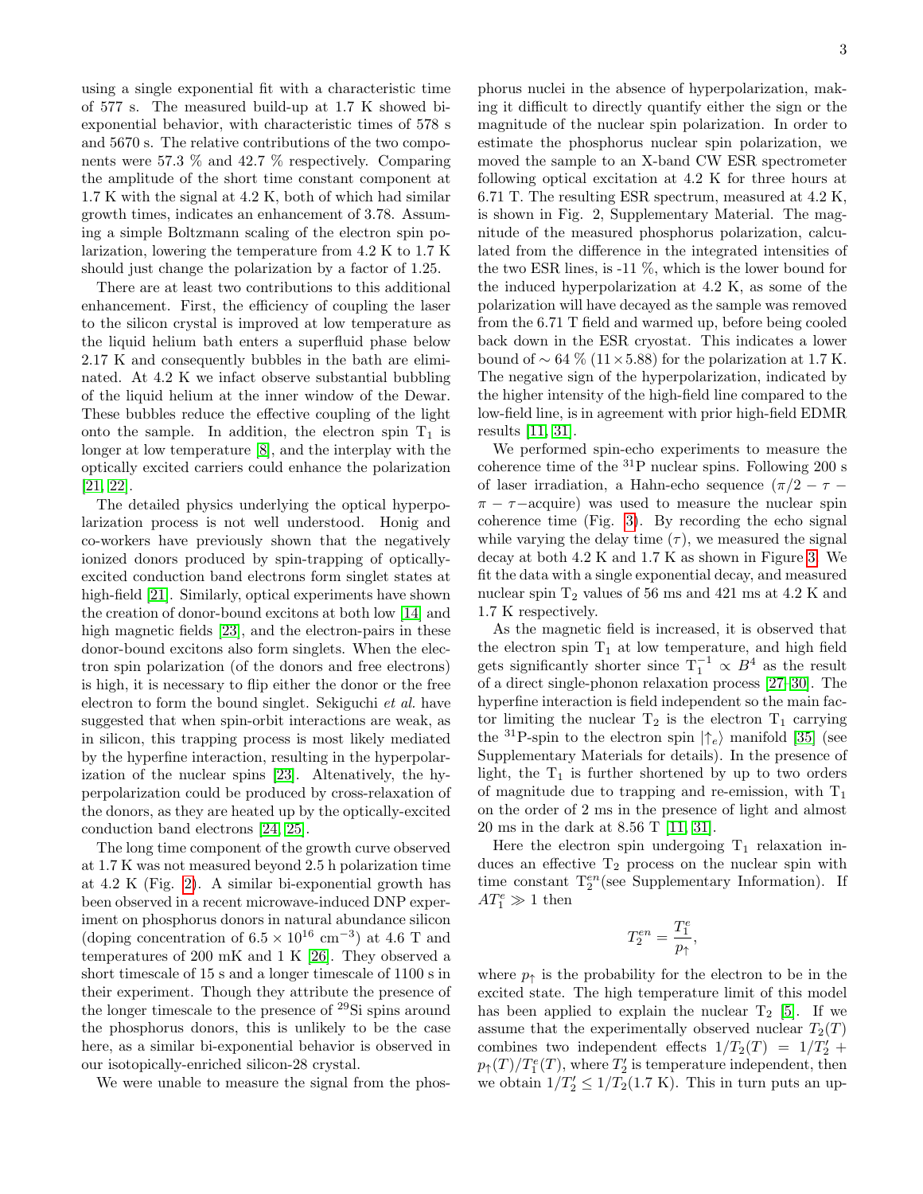using a single exponential fit with a characteristic time of 577 s. The measured build-up at 1.7 K showed bi-exponential behavior, with characteristic times of 578 s and 5670 s. The relative contributions of the two components were 57.3 % and 42.7 % respectively. Comparing the amplitude of the short time constant component at 1.7 K with the signal at 4.2 K, both of which had similar growth times, indicates an enhancement of 3.78. Assuming a simple Boltzmann scaling of the electron spin polarization, lowering the temperature from 4.2 K to 1.7 K should just change the polarization by a factor of 1.25.

There are at least two contributions to this additional enhancement. First, the efficiency of coupling the laser to the silicon crystal is improved at low temperature as the liquid helium bath enters a superfluid phase below 2.17 K and consequently bubbles in the bath are eliminated. At 4.2 K we infact observe substantial bubbling of the liquid helium at the inner window of the Dewar. These bubbles reduce the effective coupling of the light onto the sample. In addition, the electron spin $T_1$ is longer at low temperature [8], and the interplay with the optically excited carriers could enhance the polarization [21, 22].

The detailed physics underlying the optical hyperpolarization process is not well understood. Honig and co-workers have previously shown that the negatively ionized donors produced by spin-trapping of optically-excited conduction band electrons form singlet states at high-field [21]. Similarly, optical experiments have shown the creation of donor-bound excitons at both low [14] and high magnetic fields [23], and the electron-pairs in these donor-bound excitons also form singlets. When the electron spin polarization (of the donors and free electrons) is high, it is necessary to flip either the donor or the free electron to form the bound singlet. Sekiguchi *et al.* have suggested that when spin-orbit interactions are weak, as in silicon, this trapping process is most likely mediated by the hyperfine interaction, resulting in the hyperpolarization of the nuclear spins [23]. Altenatively, the hyperpolarization could be produced by cross-relaxation of the donors, as they are heated up by the optically-excited conduction band electrons [24, 25].

The long time component of the growth curve observed at 1.7 K was not measured beyond 2.5 h polarization time at 4.2 K (Fig. 2). A similar bi-exponential growth has been observed in a recent microwave-induced DNP experiment on phosphorus donors in natural abundance silicon (doping concentration of $6.5 \times 10^{16}$ cm$^{-3}$) at 4.6 T and temperatures of 200 mK and 1 K [26]. They observed a short timescale of 15 s and a longer timescale of 1100 s in their experiment. Though they attribute the presence of the longer timescale to the presence of $^{29}$Si spins around the phosphorus donors, this is unlikely to be the case here, as a similar bi-exponential behavior is observed in our isotopically-enriched silicon-28 crystal.

We were unable to measure the signal from the phosphorus nuclei in the absence of hyperpolarization, making it difficult to directly quantify either the sign or the magnitude of the nuclear spin polarization. In order to estimate the phosphorus nuclear spin polarization, we moved the sample to an X-band CW ESR spectrometer following optical excitation at 4.2 K for three hours at 6.71 T. The resulting ESR spectrum, measured at 4.2 K, is shown in Fig. 2, Supplementary Material. The magnitude of the measured phosphorus polarization, calculated from the difference in the integrated intensities of the two ESR lines, is -11 %, which is the lower bound for the induced hyperpolarization at 4.2 K, as some of the polarization will have decayed as the sample was removed from the 6.71 T field and warmed up, before being cooled back down in the ESR cryostat. This indicates a lower bound of $\sim 64$ % ($11 \times 5.88$) for the polarization at 1.7 K. The negative sign of the hyperpolarization, indicated by the higher intensity of the high-field line compared to the low-field line, is in agreement with prior high-field EDMR results [11, 31].

We performed spin-echo experiments to measure the coherence time of the $^{31}$P nuclear spins. Following 200 s of laser irradiation, a Hahn-echo sequence ($\pi/2 - \tau - \pi - \tau-$acquire) was used to measure the nuclear spin coherence time (Fig. 3). By recording the echo signal while varying the delay time ($\tau$), we measured the signal decay at both 4.2 K and 1.7 K as shown in Figure 3. We fit the data with a single exponential decay, and measured nuclear spin $T_2$ values of 56 ms and 421 ms at 4.2 K and 1.7 K respectively.

As the magnetic field is increased, it is observed that the electron spin $T_1$ at low temperature, and high field gets significantly shorter since $T_1^{-1} \propto B^4$ as the result of a direct single-phonon relaxation process [27–30]. The hyperfine interaction is field independent so the main factor limiting the nuclear $T_2$ is the electron $T_1$ carrying the $^{31}$P-spin to the electron spin $|\uparrow_e\rangle$ manifold [35] (see Supplementary Materials for details). In the presence of light, the $T_1$ is further shortened by up to two orders of magnitude due to trapping and re-emission, with $T_1$ on the order of 2 ms in the presence of light and almost 20 ms in the dark at 8.56 T [11, 31].

Here the electron spin undergoing $T_1$ relaxation induces an effective $T_2$ process on the nuclear spin with time constant $T_2^{en}$(see Supplementary Information). If $AT_1^e \gg 1$ then

$$T_2^{en} = \frac{T_1^e}{p_\uparrow},$$

where $p_\uparrow$ is the probability for the electron to be in the excited state. The high temperature limit of this model has been applied to explain the nuclear $T_2$ [5]. If we assume that the experimentally observed nuclear $T_2(T)$ combines two independent effects $1/T_2(T) = 1/T_2' + p_\uparrow(T)/T_1^e(T)$, where $T_2'$ is temperature independent, then we obtain $1/T_2' \leq 1/T_2(1.7 \text{ K})$. This in turn puts an up-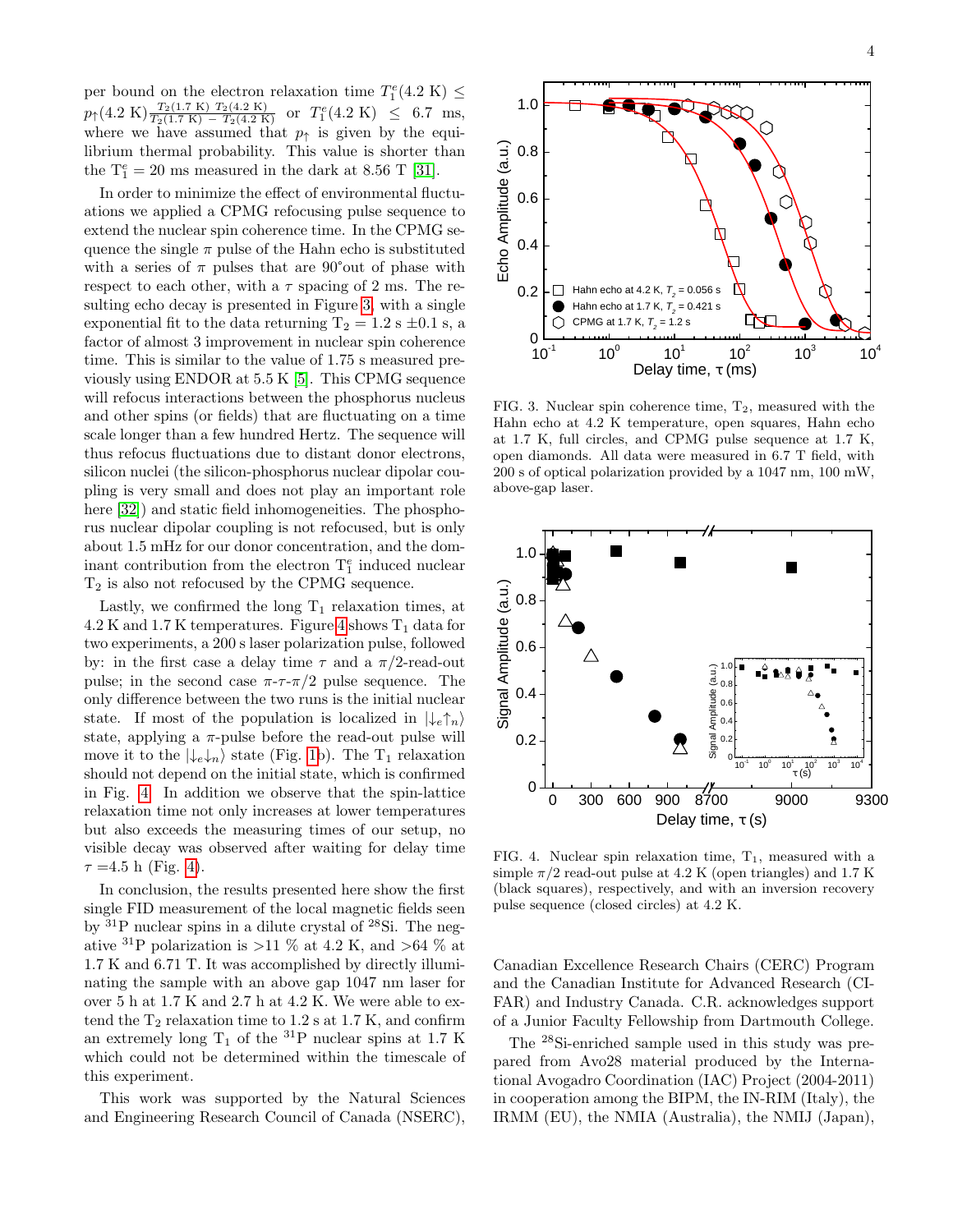per bound on the electron relaxation time $T_1^e(4.2\text{ K}) \leq p_{\uparrow}(4.2\text{ K})\frac{T_2(1.7\text{ K})\ T_2(4.2\text{ K})}{T_2(1.7\text{ K})\ -\ T_2(4.2\text{ K})}$ or $T_1^e(4.2\text{ K}) \leq 6.7$ ms, where we have assumed that $p_{\uparrow}$ is given by the equilibrium thermal probability. This value is shorter than the $T_1^e = 20$ ms measured in the dark at 8.56 T [31].

In order to minimize the effect of environmental fluctuations we applied a CPMG refocusing pulse sequence to extend the nuclear spin coherence time. In the CPMG sequence the single $\pi$ pulse of the Hahn echo is substituted with a series of $\pi$ pulses that are 90°out of phase with respect to each other, with a $\tau$ spacing of 2 ms. The resulting echo decay is presented in Figure 3, with a single exponential fit to the data returning $T_2 = 1.2$ s $\pm 0.1$ s, a factor of almost 3 improvement in nuclear spin coherence time. This is similar to the value of 1.75 s measured previously using ENDOR at 5.5 K [5]. This CPMG sequence will refocus interactions between the phosphorus nucleus and other spins (or fields) that are fluctuating on a time scale longer than a few hundred Hertz. The sequence will thus refocus fluctuations due to distant donor electrons, silicon nuclei (the silicon-phosphorus nuclear dipolar coupling is very small and does not play an important role here [32]) and static field inhomogeneities. The phosphorus nuclear dipolar coupling is not refocused, but is only about 1.5 mHz for our donor concentration, and the dominant contribution from the electron $T_1^e$ induced nuclear $T_2$ is also not refocused by the CPMG sequence.

Lastly, we confirmed the long $T_1$ relaxation times, at 4.2 K and 1.7 K temperatures. Figure 4 shows $T_1$ data for two experiments, a 200 s laser polarization pulse, followed by: in the first case a delay time $\tau$ and a $\pi/2$-read-out pulse; in the second case $\pi$-$\tau$-$\pi/2$ pulse sequence. The only difference between the two runs is the initial nuclear state. If most of the population is localized in $|\downarrow_e\uparrow_n\rangle$ state, applying a $\pi$-pulse before the read-out pulse will move it to the $|\downarrow_e\downarrow_n\rangle$ state (Fig. 1b). The $T_1$ relaxation should not depend on the initial state, which is confirmed in Fig. 4. In addition we observe that the spin-lattice relaxation time not only increases at lower temperatures but also exceeds the measuring times of our setup, no visible decay was observed after waiting for delay time $\tau = 4.5$ h (Fig. 4).

In conclusion, the results presented here show the first single FID measurement of the local magnetic fields seen by $^{31}$P nuclear spins in a dilute crystal of $^{28}$Si. The negative $^{31}$P polarization is >11 % at 4.2 K, and >64 % at 1.7 K and 6.71 T. It was accomplished by directly illuminating the sample with an above gap 1047 nm laser for over 5 h at 1.7 K and 2.7 h at 4.2 K. We were able to extend the $T_2$ relaxation time to 1.2 s at 1.7 K, and confirm an extremely long $T_1$ of the $^{31}$P nuclear spins at 1.7 K which could not be determined within the timescale of this experiment.

This work was supported by the Natural Sciences and Engineering Research Council of Canada (NSERC), Canadian Excellence Research Chairs (CERC) Program and the Canadian Institute for Advanced Research (CIFAR) and Industry Canada. C.R. acknowledges support of a Junior Faculty Fellowship from Dartmouth College.

The $^{28}$Si-enriched sample used in this study was prepared from Avo28 material produced by the International Avogadro Coordination (IAC) Project (2004-2011) in cooperation among the BIPM, the IN-RIM (Italy), the IRMM (EU), the NMIA (Australia), the NMIJ (Japan),

FIG. 3. Nuclear spin coherence time, $T_2$, measured with the Hahn echo at 4.2 K temperature, open squares, Hahn echo at 1.7 K, full circles, and CPMG pulse sequence at 1.7 K, open diamonds. All data were measured in 6.7 T field, with 200 s of optical polarization provided by a 1047 nm, 100 mW, above-gap laser.

FIG. 4. Nuclear spin relaxation time, $T_1$, measured with a simple $\pi/2$ read-out pulse at 4.2 K (open triangles) and 1.7 K (black squares), respectively, and with an inversion recovery pulse sequence (closed circles) at 4.2 K.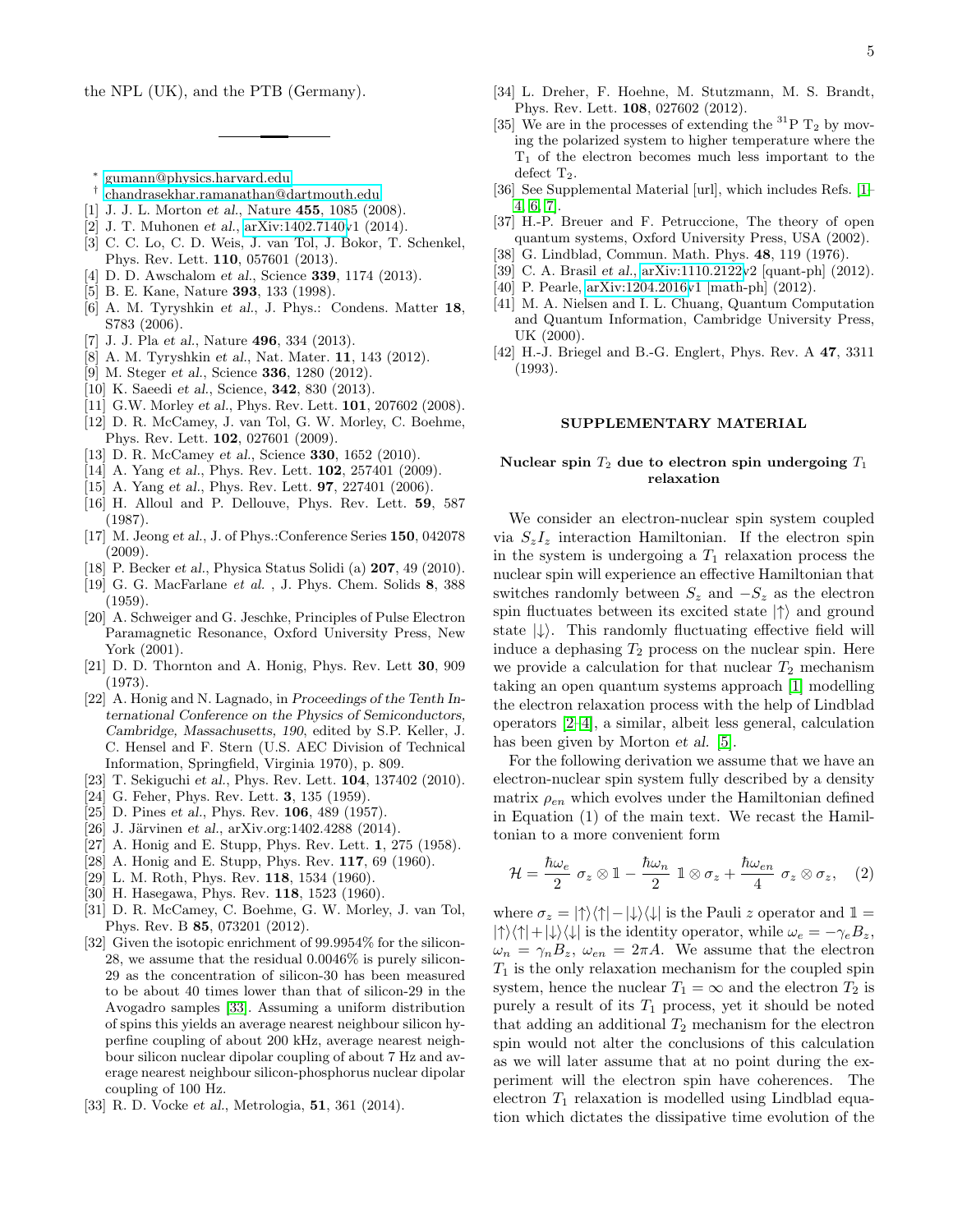the NPL (UK), and the PTB (Germany).

---

\* gumann@physics.harvard.edu

† chandrasekhar.ramanathan@dartmouth.edu

[1] J. J. L. Morton *et al.*, Nature **455**, 1085 (2008).

[2] J. T. Muhonen *et al.*, arXiv:1402.7140v1 (2014).

[3] C. C. Lo, C. D. Weis, J. van Tol, J. Bokor, T. Schenkel, Phys. Rev. Lett. **110**, 057601 (2013).

[4] D. D. Awschalom *et al.*, Science **339**, 1174 (2013).

[5] B. E. Kane, Nature **393**, 133 (1998).

[6] A. M. Tyryshkin *et al.*, J. Phys.: Condens. Matter **18**, S783 (2006).

[7] J. J. Pla *et al.*, Nature **496**, 334 (2013).

[8] A. M. Tyryshkin *et al.*, Nat. Mater. **11**, 143 (2012).

[9] M. Steger *et al.*, Science **336**, 1280 (2012).

[10] K. Saeedi *et al.*, Science, **342**, 830 (2013).

[11] G.W. Morley *et al.*, Phys. Rev. Lett. **101**, 207602 (2008).

[12] D. R. McCamey, J. van Tol, G. W. Morley, C. Boehme, Phys. Rev. Lett. **102**, 027601 (2009).

[13] D. R. McCamey *et al.*, Science **330**, 1652 (2010).

[14] A. Yang *et al.*, Phys. Rev. Lett. **102**, 257401 (2009).

[15] A. Yang *et al.*, Phys. Rev. Lett. **97**, 227401 (2006).

[16] H. Alloul and P. Dellouve, Phys. Rev. Lett. **59**, 587 (1987).

[17] M. Jeong *et al.*, J. of Phys.:Conference Series **150**, 042078 (2009).

[18] P. Becker *et al.*, Physica Status Solidi (a) **207**, 49 (2010).

[19] G. G. MacFarlane *et al.* , J. Phys. Chem. Solids **8**, 388 (1959).

[20] A. Schweiger and G. Jeschke, Principles of Pulse Electron Paramagnetic Resonance, Oxford University Press, New York (2001).

[21] D. D. Thornton and A. Honig, Phys. Rev. Lett **30**, 909 (1973).

[22] A. Honig and N. Lagnado, in *Proceedings of the Tenth International Conference on the Physics of Semiconductors, Cambridge, Massachusetts, 190*, edited by S.P. Keller, J. C. Hensel and F. Stern (U.S. AEC Division of Technical Information, Springfield, Virginia 1970), p. 809.

[23] T. Sekiguchi *et al.*, Phys. Rev. Lett. **104**, 137402 (2010).

[24] G. Feher, Phys. Rev. Lett. **3**, 135 (1959).

[25] D. Pines *et al.*, Phys. Rev. **106**, 489 (1957).

[26] J. Järvinen *et al.*, arXiv.org:1402.4288 (2014).

[27] A. Honig and E. Stupp, Phys. Rev. Lett. **1**, 275 (1958).

[28] A. Honig and E. Stupp, Phys. Rev. **117**, 69 (1960).

[29] L. M. Roth, Phys. Rev. **118**, 1534 (1960).

[30] H. Hasegawa, Phys. Rev. **118**, 1523 (1960).

[31] D. R. McCamey, C. Boehme, G. W. Morley, J. van Tol, Phys. Rev. B **85**, 073201 (2012).

[32] Given the isotopic enrichment of 99.9954% for the silicon-28, we assume that the residual 0.0046% is purely silicon-29 as the concentration of silicon-30 has been measured to be about 40 times lower than that of silicon-29 in the Avogadro samples [33]. Assuming a uniform distribution of spins this yields an average nearest neighbour silicon hyperfine coupling of about 200 kHz, average nearest neighbour silicon nuclear dipolar coupling of about 7 Hz and average nearest neighbour silicon-phosphorus nuclear dipolar coupling of 100 Hz.

[33] R. D. Vocke *et al.*, Metrologia, **51**, 361 (2014).

[34] L. Dreher, F. Hoehne, M. Stutzmann, M. S. Brandt, Phys. Rev. Lett. **108**, 027602 (2012).

[35] We are in the processes of extending the $^{31}$P $T_2$ by moving the polarized system to higher temperature where the $T_1$ of the electron becomes much less important to the defect $T_2$.

[36] See Supplemental Material [url], which includes Refs. [1–4, 6, 7].

[37] H.-P. Breuer and F. Petruccione, The theory of open quantum systems, Oxford University Press, USA (2002).

[38] G. Lindblad, Commun. Math. Phys. **48**, 119 (1976).

[39] C. A. Brasil *et al.*, arXiv:1110.2122v2 [quant-ph] (2012).

[40] P. Pearle, arXiv:1204.2016v1 [math-ph] (2012).

[41] M. A. Nielsen and I. L. Chuang, Quantum Computation and Quantum Information, Cambridge University Press, UK (2000).

[42] H.-J. Briegel and B.-G. Englert, Phys. Rev. A **47**, 3311 (1993).

## SUPPLEMENTARY MATERIAL

### Nuclear spin $T_2$ due to electron spin undergoing $T_1$ relaxation

We consider an electron-nuclear spin system coupled via $S_z I_z$ interaction Hamiltonian. If the electron spin in the system is undergoing a $T_1$ relaxation process the nuclear spin will experience an effective Hamiltonian that switches randomly between $S_z$ and $-S_z$ as the electron spin fluctuates between its excited state $|\uparrow\rangle$ and ground state $|\downarrow\rangle$. This randomly fluctuating effective field will induce a dephasing $T_2$ process on the nuclear spin. Here we provide a calculation for that nuclear $T_2$ mechanism taking an open quantum systems approach [1] modelling the electron relaxation process with the help of Lindblad operators [2–4], a similar, albeit less general, calculation has been given by Morton *et al.* [5].

For the following derivation we assume that we have an electron-nuclear spin system fully described by a density matrix $\rho_{en}$ which evolves under the Hamiltonian defined in Equation (1) of the main text. We recast the Hamiltonian to a more convenient form

$$\mathcal{H} = \frac{\hbar\omega_e}{2}\ \sigma_z \otimes \mathbb{1} - \frac{\hbar\omega_n}{2}\ \mathbb{1} \otimes \sigma_z + \frac{\hbar\omega_{en}}{4}\ \sigma_z \otimes \sigma_z, \quad (2)$$

where $\sigma_z = |\uparrow\rangle\langle\uparrow| - |\downarrow\rangle\langle\downarrow|$ is the Pauli $z$ operator and $\mathbb{1} = |\uparrow\rangle\langle\uparrow| + |\downarrow\rangle\langle\downarrow|$ is the identity operator, while $\omega_e = -\gamma_e B_z$, $\omega_n = \gamma_n B_z$, $\omega_{en} = 2\pi A$. We assume that the electron $T_1$ is the only relaxation mechanism for the coupled spin system, hence the nuclear $T_1 = \infty$ and the electron $T_2$ is purely a result of its $T_1$ process, yet it should be noted that adding an additional $T_2$ mechanism for the electron spin would not alter the conclusions of this calculation as we will later assume that at no point during the experiment will the electron spin have coherences. The electron $T_1$ relaxation is modelled using Lindblad equation which dictates the dissipative time evolution of the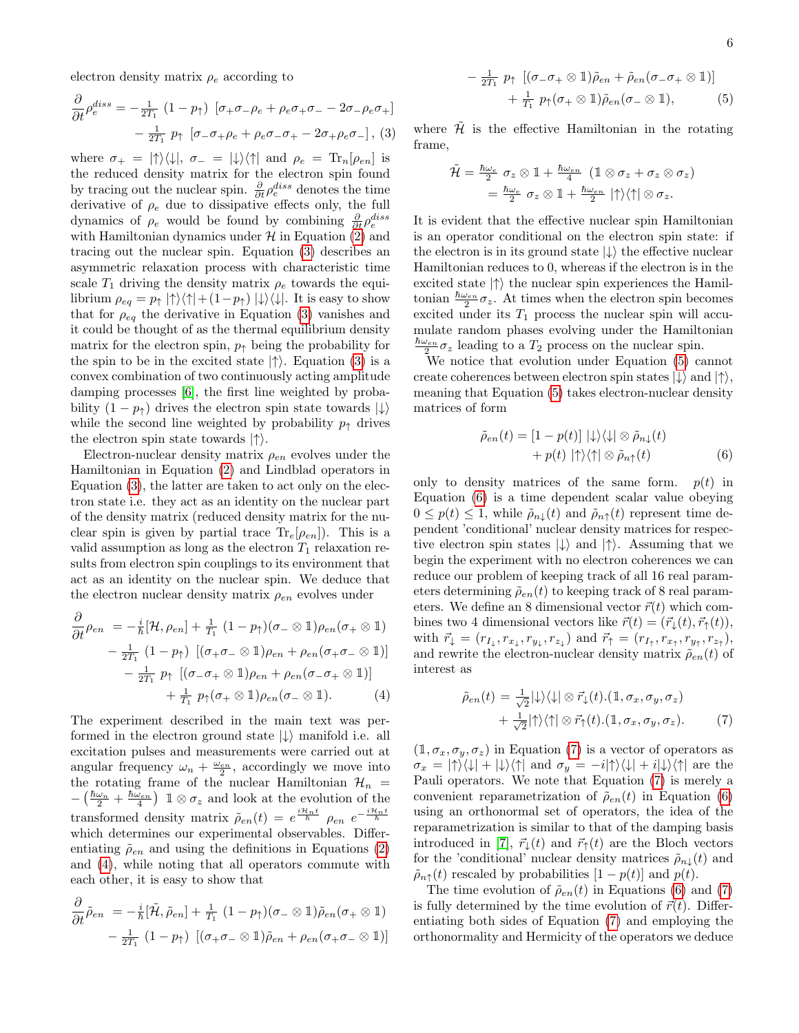electron density matrix $\rho_e$ according to

$$\frac{\partial}{\partial t}\rho_e^{diss} = -\tfrac{1}{2T_1}\,(1-p_\uparrow)\,\left[\sigma_+\sigma_-\rho_e + \rho_e\sigma_+\sigma_- - 2\sigma_-\rho_e\sigma_+\right] - \tfrac{1}{2T_1}\,p_\uparrow\,\left[\sigma_-\sigma_+\rho_e + \rho_e\sigma_-\sigma_+ - 2\sigma_+\rho_e\sigma_-\right], \quad (3)$$

where $\sigma_+ = |\uparrow\rangle\langle\downarrow|$, $\sigma_- = |\downarrow\rangle\langle\uparrow|$ and $\rho_e = \mathrm{Tr}_n[\rho_{en}]$ is the reduced density matrix for the electron spin found by tracing out the nuclear spin. $\frac{\partial}{\partial t}\rho_e^{diss}$ denotes the time derivative of $\rho_e$ due to dissipative effects only, the full dynamics of $\rho_e$ would be found by combining $\frac{\partial}{\partial t}\rho_e^{diss}$ with Hamiltonian dynamics under $\mathcal{H}$ in Equation (2) and tracing out the nuclear spin. Equation (3) describes an asymmetric relaxation process with characteristic time scale $T_1$ driving the density matrix $\rho_e$ towards the equilibrium $\rho_{eq} = p_\uparrow\,|\uparrow\rangle\langle\uparrow| + (1-p_\uparrow)\,|\downarrow\rangle\langle\downarrow|$. It is easy to show that for $\rho_{eq}$ the derivative in Equation (3) vanishes and it could be thought of as the thermal equilibrium density matrix for the electron spin, $p_\uparrow$ being the probability for the spin to be in the excited state $|\uparrow\rangle$. Equation (3) is a convex combination of two continuously acting amplitude damping processes [6], the first line weighted by probability $(1-p_\uparrow)$ drives the electron spin state towards $|\downarrow\rangle$ while the second line weighted by probability $p_\uparrow$ drives the electron spin state towards $|\uparrow\rangle$.

Electron-nuclear density matrix $\rho_{en}$ evolves under the Hamiltonian in Equation (2) and Lindblad operators in Equation (3), the latter are taken to act only on the electron state i.e. they act as an identity on the nuclear part of the density matrix (reduced density matrix for the nuclear spin is given by partial trace $\mathrm{Tr}_e[\rho_{en}]$). This is a valid assumption as long as the electron $T_1$ relaxation results from electron spin couplings to its environment that act as an identity on the nuclear spin. We deduce that the electron nuclear density matrix $\rho_{en}$ evolves under

$$\begin{aligned}\frac{\partial}{\partial t}\rho_{en} &= -\tfrac{i}{\hbar}[\mathcal{H},\rho_{en}] + \tfrac{1}{T_1}\,(1-p_\uparrow)(\sigma_-\otimes\mathbb{1})\rho_{en}(\sigma_+\otimes\mathbb{1}) \\ &- \tfrac{1}{2T_1}\,(1-p_\uparrow)\,\left[(\sigma_+\sigma_-\otimes\mathbb{1})\rho_{en} + \rho_{en}(\sigma_+\sigma_-\otimes\mathbb{1})\right] \\ &- \tfrac{1}{2T_1}\,p_\uparrow\,\left[(\sigma_-\sigma_+\otimes\mathbb{1})\rho_{en} + \rho_{en}(\sigma_-\sigma_+\otimes\mathbb{1})\right] \\ &+ \tfrac{1}{T_1}\,p_\uparrow(\sigma_+\otimes\mathbb{1})\rho_{en}(\sigma_-\otimes\mathbb{1}). \quad (4)\end{aligned}$$

The experiment described in the main text was performed in the electron ground state $|\downarrow\rangle$ manifold i.e. all excitation pulses and measurements were carried out at angular frequency $\omega_n + \frac{\omega_{en}}{2}$, accordingly we move into the rotating frame of the nuclear Hamiltonian $\mathcal{H}_n = -\left(\frac{\hbar\omega_n}{2} + \frac{\hbar\omega_{en}}{4}\right)\,\mathbb{1}\otimes\sigma_z$ and look at the evolution of the transformed density matrix $\tilde{\rho}_{en}(t) = e^{\frac{i\mathcal{H}_n t}{\hbar}}\,\rho_{en}\,e^{-\frac{i\mathcal{H}_n t}{\hbar}}$ which determines our experimental observables. Differentiating $\tilde{\rho}_{en}$ and using the definitions in Equations (2) and (4), while noting that all operators commute with each other, it is easy to show that

$$\begin{aligned}\frac{\partial}{\partial t}\tilde{\rho}_{en} &= -\tfrac{i}{\hbar}[\tilde{\mathcal{H}},\tilde{\rho}_{en}] + \tfrac{1}{T_1}\,(1-p_\uparrow)(\sigma_-\otimes\mathbb{1})\tilde{\rho}_{en}(\sigma_+\otimes\mathbb{1}) \\ &- \tfrac{1}{2T_1}\,(1-p_\uparrow)\,\left[(\sigma_+\sigma_-\otimes\mathbb{1})\tilde{\rho}_{en} + \rho_{en}(\sigma_+\sigma_-\otimes\mathbb{1})\right] \\ &- \tfrac{1}{2T_1}\,p_\uparrow\,\left[(\sigma_-\sigma_+\otimes\mathbb{1})\tilde{\rho}_{en} + \tilde{\rho}_{en}(\sigma_-\sigma_+\otimes\mathbb{1})\right] \\ &+ \tfrac{1}{T_1}\,p_\uparrow(\sigma_+\otimes\mathbb{1})\tilde{\rho}_{en}(\sigma_-\otimes\mathbb{1}), \quad (5)\end{aligned}$$

where $\tilde{\mathcal{H}}$ is the effective Hamiltonian in the rotating frame,

$$\begin{aligned}\tilde{\mathcal{H}} &= \tfrac{\hbar\omega_e}{2}\,\sigma_z\otimes\mathbb{1} + \tfrac{\hbar\omega_{en}}{4}\,(\mathbb{1}\otimes\sigma_z + \sigma_z\otimes\sigma_z) \\ &= \tfrac{\hbar\omega_e}{2}\,\sigma_z\otimes\mathbb{1} + \tfrac{\hbar\omega_{en}}{2}\,|\uparrow\rangle\langle\uparrow|\otimes\sigma_z.\end{aligned}$$

It is evident that the effective nuclear spin Hamiltonian is an operator conditional on the electron spin state: if the electron is in its ground state $|\downarrow\rangle$ the effective nuclear Hamiltonian reduces to 0, whereas if the electron is in the excited state $|\uparrow\rangle$ the nuclear spin experiences the Hamiltonian $\frac{\hbar\omega_{en}}{2}\sigma_z$. At times when the electron spin becomes excited under its $T_1$ process the nuclear spin will accumulate random phases evolving under the Hamiltonian $\frac{\hbar\omega_{en}}{2}\sigma_z$ leading to a $T_2$ process on the nuclear spin.

We notice that evolution under Equation (5) cannot create coherences between electron spin states $|\downarrow\rangle$ and $|\uparrow\rangle$, meaning that Equation (5) takes electron-nuclear density matrices of form

$$\tilde{\rho}_{en}(t) = [1-p(t)]\;|\downarrow\rangle\langle\downarrow|\otimes\tilde{\rho}_{n\downarrow}(t) + p(t)\;|\uparrow\rangle\langle\uparrow|\otimes\tilde{\rho}_{n\uparrow}(t) \quad (6)$$

only to density matrices of the same form. $p(t)$ in Equation (6) is a time dependent scalar value obeying $0 \le p(t) \le 1$, while $\tilde{\rho}_{n\downarrow}(t)$ and $\tilde{\rho}_{n\uparrow}(t)$ represent time dependent 'conditional' nuclear density matrices for respective electron spin states $|\downarrow\rangle$ and $|\uparrow\rangle$. Assuming that we begin the experiment with no electron coherences we can reduce our problem of keeping track of all 16 real parameters determining $\tilde{\rho}_{en}(t)$ to keeping track of 8 real parameters. We define an 8 dimensional vector $\vec{r}(t)$ which combines two 4 dimensional vectors like $\vec{r}(t) = (\vec{r}_\downarrow(t), \vec{r}_\uparrow(t))$, with $\vec{r}_\downarrow = (r_{I_\downarrow}, r_{x_\downarrow}, r_{y_\downarrow}, r_{z_\downarrow})$ and $\vec{r}_\uparrow = (r_{I_\uparrow}, r_{x_\uparrow}, r_{y_\uparrow}, r_{z_\uparrow})$, and rewrite the electron-nuclear density matrix $\tilde{\rho}_{en}(t)$ of interest as

$$\tilde{\rho}_{en}(t) = \tfrac{1}{\sqrt{2}}|\downarrow\rangle\langle\downarrow|\otimes\vec{r}_\downarrow(t).(\mathbb{1},\sigma_x,\sigma_y,\sigma_z) + \tfrac{1}{\sqrt{2}}|\uparrow\rangle\langle\uparrow|\otimes\vec{r}_\uparrow(t).(\mathbb{1},\sigma_x,\sigma_y,\sigma_z). \quad (7)$$

$(\mathbb{1},\sigma_x,\sigma_y,\sigma_z)$ in Equation (7) is a vector of operators as $\sigma_x = |\uparrow\rangle\langle\downarrow| + |\downarrow\rangle\langle\uparrow|$ and $\sigma_y = -i|\uparrow\rangle\langle\downarrow| + i|\downarrow\rangle\langle\uparrow|$ are the Pauli operators. We note that Equation (7) is merely a convenient reparametrization of $\tilde{\rho}_{en}(t)$ in Equation (6) using an orthonormal set of operators, the idea of the reparametrization is similar to that of the damping basis introduced in [7], $\vec{r}_\downarrow(t)$ and $\vec{r}_\uparrow(t)$ are the Bloch vectors for the 'conditional' nuclear density matrices $\tilde{\rho}_{n\downarrow}(t)$ and $\tilde{\rho}_{n\uparrow}(t)$ rescaled by probabilities $[1-p(t)]$ and $p(t)$.

The time evolution of $\tilde{\rho}_{en}(t)$ in Equations (6) and (7) is fully determined by the time evolution of $\vec{r}(t)$. Differentiating both sides of Equation (7) and employing the orthonormality and Hermicity of the operators we deduce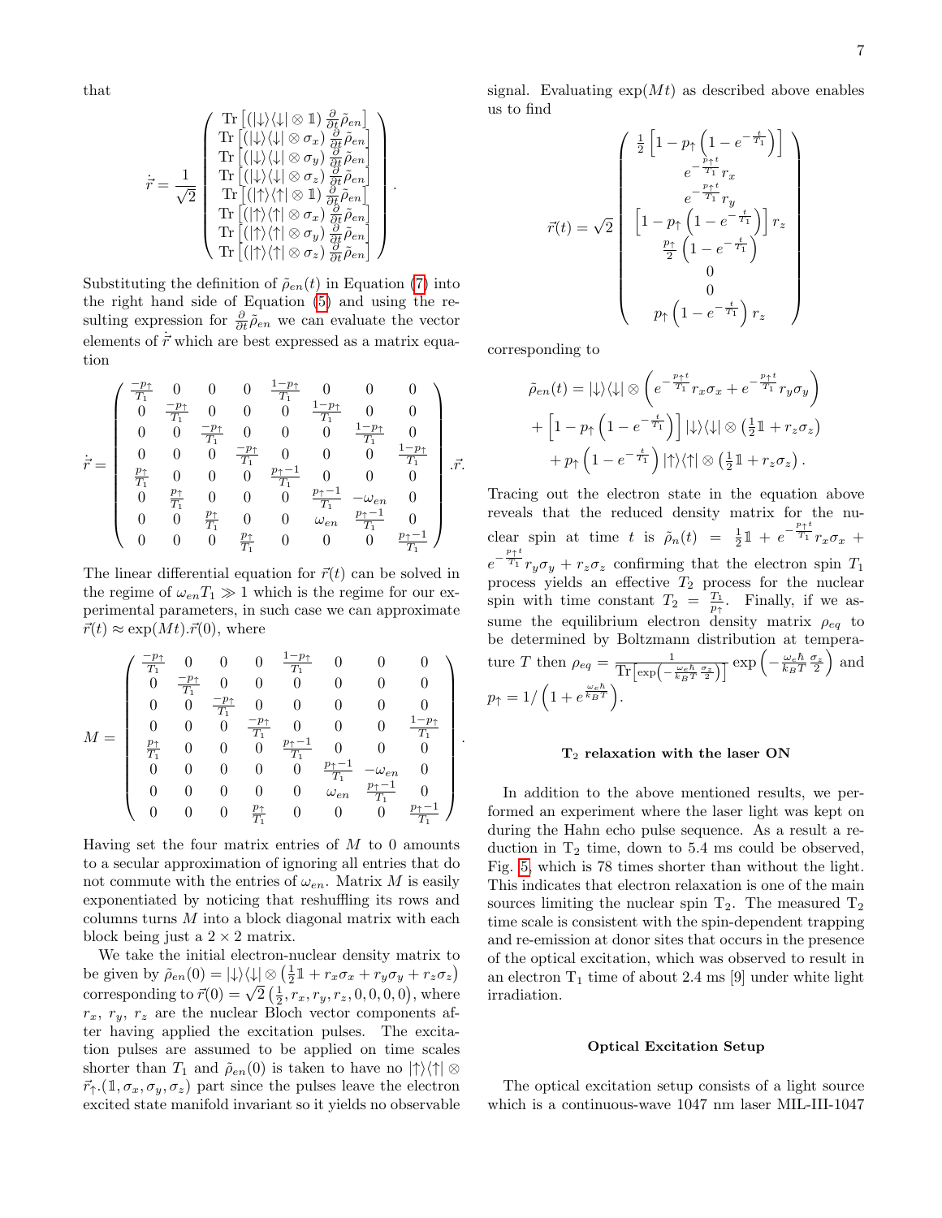that

$$\dot{\vec{r}} = \frac{1}{\sqrt{2}}\begin{pmatrix} \mathrm{Tr}\left[(|\downarrow\rangle\langle\downarrow| \otimes \mathbb{1})\frac{\partial}{\partial t}\tilde{\rho}_{en}\right] \\ \mathrm{Tr}\left[(|\downarrow\rangle\langle\downarrow| \otimes \sigma_x)\frac{\partial}{\partial t}\tilde{\rho}_{en}\right] \\ \mathrm{Tr}\left[(|\downarrow\rangle\langle\downarrow| \otimes \sigma_y)\frac{\partial}{\partial t}\tilde{\rho}_{en}\right] \\ \mathrm{Tr}\left[(|\downarrow\rangle\langle\downarrow| \otimes \sigma_z)\frac{\partial}{\partial t}\tilde{\rho}_{en}\right] \\ \mathrm{Tr}\left[(|\uparrow\rangle\langle\uparrow| \otimes \mathbb{1})\frac{\partial}{\partial t}\tilde{\rho}_{en}\right] \\ \mathrm{Tr}\left[(|\uparrow\rangle\langle\uparrow| \otimes \sigma_x)\frac{\partial}{\partial t}\tilde{\rho}_{en}\right] \\ \mathrm{Tr}\left[(|\uparrow\rangle\langle\uparrow| \otimes \sigma_y)\frac{\partial}{\partial t}\tilde{\rho}_{en}\right] \\ \mathrm{Tr}\left[(|\uparrow\rangle\langle\uparrow| \otimes \sigma_z)\frac{\partial}{\partial t}\tilde{\rho}_{en}\right] \end{pmatrix}.$$

Substituting the definition of $\tilde{\rho}_{en}(t)$ in Equation (7) into the right hand side of Equation (5) and using the resulting expression for $\frac{\partial}{\partial t}\tilde{\rho}_{en}$ we can evaluate the vector elements of $\dot{\vec{r}}$ which are best expressed as a matrix equation

$$\dot{\vec{r}} = \begin{pmatrix} \frac{-p_\uparrow}{T_1} & 0 & 0 & 0 & \frac{1-p_\uparrow}{T_1} & 0 & 0 & 0 \\ 0 & \frac{-p_\uparrow}{T_1} & 0 & 0 & 0 & \frac{1-p_\uparrow}{T_1} & 0 & 0 \\ 0 & 0 & \frac{-p_\uparrow}{T_1} & 0 & 0 & 0 & \frac{1-p_\uparrow}{T_1} & 0 \\ 0 & 0 & 0 & \frac{-p_\uparrow}{T_1} & 0 & 0 & 0 & \frac{1-p_\uparrow}{T_1} \\ \frac{p_\uparrow}{T_1} & 0 & 0 & 0 & \frac{p_\uparrow-1}{T_1} & 0 & 0 & 0 \\ 0 & \frac{p_\uparrow}{T_1} & 0 & 0 & 0 & \frac{p_\uparrow-1}{T_1} & -\omega_{en} & 0 \\ 0 & 0 & \frac{p_\uparrow}{T_1} & 0 & 0 & \omega_{en} & \frac{p_\uparrow-1}{T_1} & 0 \\ 0 & 0 & 0 & \frac{p_\uparrow}{T_1} & 0 & 0 & 0 & \frac{p_\uparrow-1}{T_1} \end{pmatrix}.\vec{r}.$$

The linear differential equation for $\vec{r}(t)$ can be solved in the regime of $\omega_{en}T_1 \gg 1$ which is the regime for our experimental parameters, in such case we can approximate $\vec{r}(t) \approx \exp(Mt).\vec{r}(0)$, where

$$M = \begin{pmatrix} \frac{-p_\uparrow}{T_1} & 0 & 0 & 0 & \frac{1-p_\uparrow}{T_1} & 0 & 0 & 0 \\ 0 & \frac{-p_\uparrow}{T_1} & 0 & 0 & 0 & 0 & 0 & 0 \\ 0 & 0 & \frac{-p_\uparrow}{T_1} & 0 & 0 & 0 & 0 & 0 \\ 0 & 0 & 0 & \frac{-p_\uparrow}{T_1} & 0 & 0 & 0 & \frac{1-p_\uparrow}{T_1} \\ \frac{p_\uparrow}{T_1} & 0 & 0 & 0 & \frac{p_\uparrow-1}{T_1} & 0 & 0 & 0 \\ 0 & 0 & 0 & 0 & 0 & \frac{p_\uparrow-1}{T_1} & -\omega_{en} & 0 \\ 0 & 0 & 0 & 0 & 0 & \omega_{en} & \frac{p_\uparrow-1}{T_1} & 0 \\ 0 & 0 & 0 & \frac{p_\uparrow}{T_1} & 0 & 0 & 0 & \frac{p_\uparrow-1}{T_1} \end{pmatrix}.$$

Having set the four matrix entries of $M$ to 0 amounts to a secular approximation of ignoring all entries that do not commute with the entries of $\omega_{en}$. Matrix $M$ is easily exponentiated by noticing that reshuffling its rows and columns turns $M$ into a block diagonal matrix with each block being just a $2\times 2$ matrix.

We take the initial electron-nuclear density matrix to be given by $\tilde{\rho}_{en}(0) = |\downarrow\rangle\langle\downarrow| \otimes \left(\frac{1}{2}\mathbb{1} + r_x\sigma_x + r_y\sigma_y + r_z\sigma_z\right)$ corresponding to $\vec{r}(0) = \sqrt{2}\left(\frac{1}{2}, r_x, r_y, r_z, 0, 0, 0, 0\right)$, where $r_x$, $r_y$, $r_z$ are the nuclear Bloch vector components after having applied the excitation pulses. The excitation pulses are assumed to be applied on time scales shorter than $T_1$ and $\tilde{\rho}_{en}(0)$ is taken to have no $|\uparrow\rangle\langle\uparrow| \otimes \vec{r}_\uparrow.(\mathbb{1}, \sigma_x, \sigma_y, \sigma_z)$ part since the pulses leave the electron excited state manifold invariant so it yields no observable signal. Evaluating $\exp(Mt)$ as described above enables us to find

$$\vec{r}(t) = \sqrt{2}\begin{pmatrix} \frac{1}{2}\left[1 - p_\uparrow\left(1 - e^{-\frac{t}{T_1}}\right)\right] \\ e^{-\frac{p_\uparrow t}{T_1}} r_x \\ e^{-\frac{p_\uparrow t}{T_1}} r_y \\ \left[1 - p_\uparrow\left(1 - e^{-\frac{t}{T_1}}\right)\right] r_z \\ \frac{p_\uparrow}{2}\left(1 - e^{-\frac{t}{T_1}}\right) \\ 0 \\ 0 \\ p_\uparrow\left(1 - e^{-\frac{t}{T_1}}\right) r_z \end{pmatrix}$$

corresponding to

$$\begin{aligned} \tilde{\rho}_{en}(t) &= |\downarrow\rangle\langle\downarrow| \otimes \left(e^{-\frac{p_\uparrow t}{T_1}} r_x\sigma_x + e^{-\frac{p_\uparrow t}{T_1}} r_y\sigma_y\right) \\ &+ \left[1 - p_\uparrow\left(1 - e^{-\frac{t}{T_1}}\right)\right] |\downarrow\rangle\langle\downarrow| \otimes \left(\tfrac{1}{2}\mathbb{1} + r_z\sigma_z\right) \\ &+ p_\uparrow\left(1 - e^{-\frac{t}{T_1}}\right) |\uparrow\rangle\langle\uparrow| \otimes \left(\tfrac{1}{2}\mathbb{1} + r_z\sigma_z\right). \end{aligned}$$

Tracing out the electron state in the equation above reveals that the reduced density matrix for the nuclear spin at time $t$ is $\tilde{\rho}_n(t) = \frac{1}{2}\mathbb{1} + e^{-\frac{p_\uparrow t}{T_1}} r_x\sigma_x + e^{-\frac{p_\uparrow t}{T_1}} r_y\sigma_y + r_z\sigma_z$ confirming that the electron spin $T_1$ process yields an effective $T_2$ process for the nuclear spin with time constant $T_2 = \frac{T_1}{p_\uparrow}$. Finally, if we assume the equilibrium electron density matrix $\rho_{eq}$ to be determined by Boltzmann distribution at temperature $T$ then $\rho_{eq} = \frac{1}{\mathrm{Tr}\left[\exp\left(-\frac{\omega_e\hbar}{k_B T}\frac{\sigma_z}{2}\right)\right]}\exp\left(-\frac{\omega_e\hbar}{k_B T}\frac{\sigma_z}{2}\right)$ and $p_\uparrow = 1/\left(1 + e^{\frac{\omega_e\hbar}{k_B T}}\right)$.

### $T_2$ relaxation with the laser ON

In addition to the above mentioned results, we performed an experiment where the laser light was kept on during the Hahn echo pulse sequence. As a result a reduction in $T_2$ time, down to 5.4 ms could be observed, Fig. 5, which is 78 times shorter than without the light. This indicates that electron relaxation is one of the main sources limiting the nuclear spin $T_2$. The measured $T_2$ time scale is consistent with the spin-dependent trapping and re-emission at donor sites that occurs in the presence of the optical excitation, which was observed to result in an electron $T_1$ time of about 2.4 ms [9] under white light irradiation.

### Optical Excitation Setup

The optical excitation setup consists of a light source which is a continuous-wave 1047 nm laser MIL-III-1047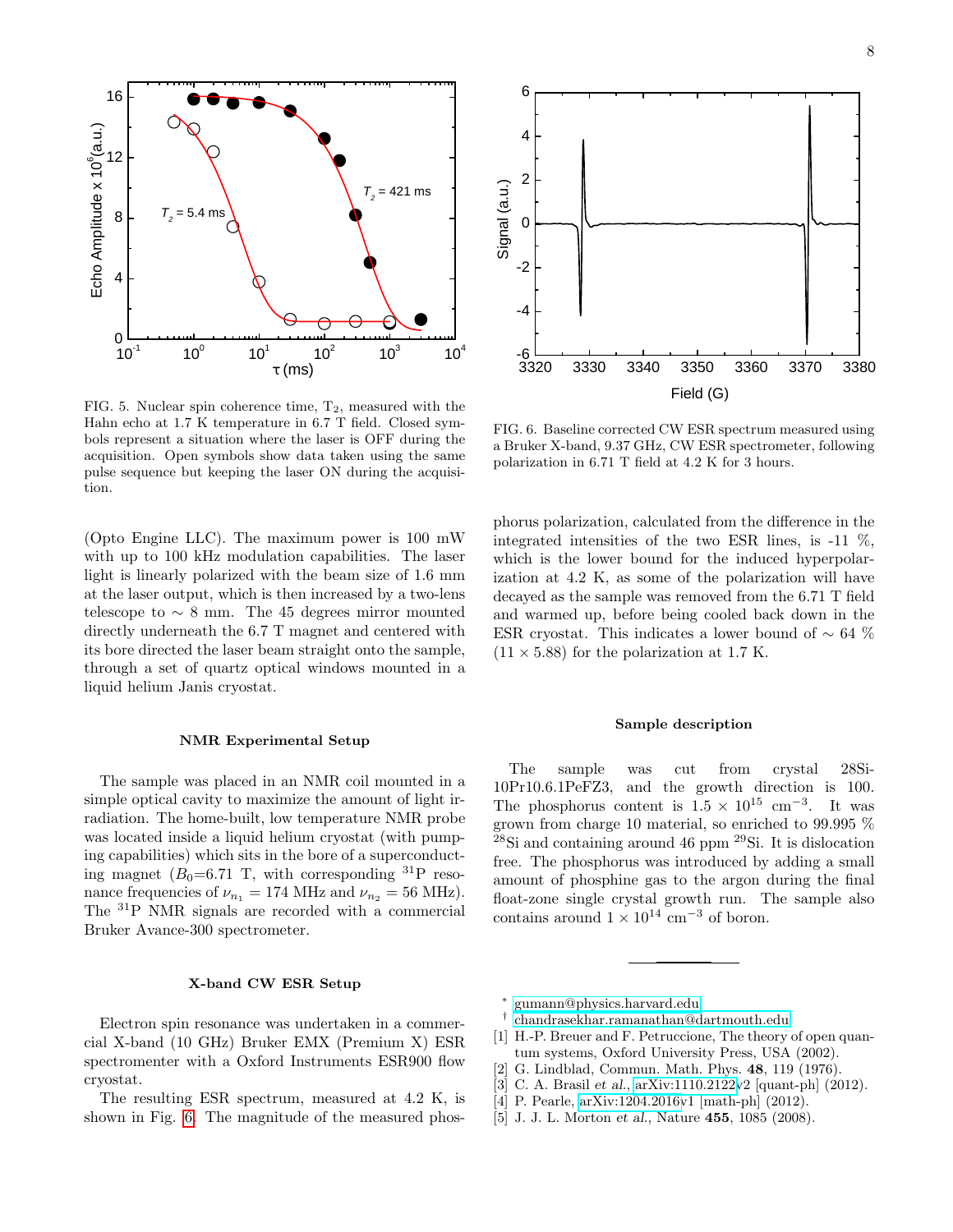FIG. 5. Nuclear spin coherence time, $T_2$, measured with the Hahn echo at 1.7 K temperature in 6.7 T field. Closed symbols represent a situation where the laser is OFF during the acquisition. Open symbols show data taken using the same pulse sequence but keeping the laser ON during the acquisition.

FIG. 6. Baseline corrected CW ESR spectrum measured using a Bruker X-band, 9.37 GHz, CW ESR spectrometer, following polarization in 6.71 T field at 4.2 K for 3 hours.

(Opto Engine LLC). The maximum power is 100 mW with up to 100 kHz modulation capabilities. The laser light is linearly polarized with the beam size of 1.6 mm at the laser output, which is then increased by a two-lens telescope to ∼ 8 mm. The 45 degrees mirror mounted directly underneath the 6.7 T magnet and centered with its bore directed the laser beam straight onto the sample, through a set of quartz optical windows mounted in a liquid helium Janis cryostat.

### NMR Experimental Setup

The sample was placed in an NMR coil mounted in a simple optical cavity to maximize the amount of light irradiation. The home-built, low temperature NMR probe was located inside a liquid helium cryostat (with pumping capabilities) which sits in the bore of a superconducting magnet ($B_0$=6.71 T, with corresponding $^{31}$P resonance frequencies of $\nu_{n_1} = 174$ MHz and $\nu_{n_2} = 56$ MHz). The $^{31}$P NMR signals are recorded with a commercial Bruker Avance-300 spectrometer.

### X-band CW ESR Setup

Electron spin resonance was undertaken in a commercial X-band (10 GHz) Bruker EMX (Premium X) ESR spectromenter with a Oxford Instruments ESR900 flow cryostat.

The resulting ESR spectrum, measured at 4.2 K, is shown in Fig. 6. The magnitude of the measured phosphorus polarization, calculated from the difference in the integrated intensities of the two ESR lines, is -11 %, which is the lower bound for the induced hyperpolarization at 4.2 K, as some of the polarization will have decayed as the sample was removed from the 6.71 T field and warmed up, before being cooled back down in the ESR cryostat. This indicates a lower bound of ∼ 64 % (11 × 5.88) for the polarization at 1.7 K.

### Sample description

The sample was cut from crystal 28Si-10Pr10.6.1PeFZ3, and the growth direction is 100. The phosphorus content is $1.5 \times 10^{15}$ cm$^{-3}$. It was grown from charge 10 material, so enriched to 99.995 % $^{28}$Si and containing around 46 ppm $^{29}$Si. It is dislocation free. The phosphorus was introduced by adding a small amount of phosphine gas to the argon during the final float-zone single crystal growth run. The sample also contains around $1 \times 10^{14}$ cm$^{-3}$ of boron.

---

* gumann@physics.harvard.edu
† chandrasekhar.ramanathan@dartmouth.edu

[1] H.-P. Breuer and F. Petruccione, The theory of open quantum systems, Oxford University Press, USA (2002).
[2] G. Lindblad, Commun. Math. Phys. **48**, 119 (1976).
[3] C. A. Brasil *et al.*, arXiv:1110.2122v2 [quant-ph] (2012).
[4] P. Pearle, arXiv:1204.2016v1 [math-ph] (2012).
[5] J. J. L. Morton *et al.*, Nature **455**, 1085 (2008).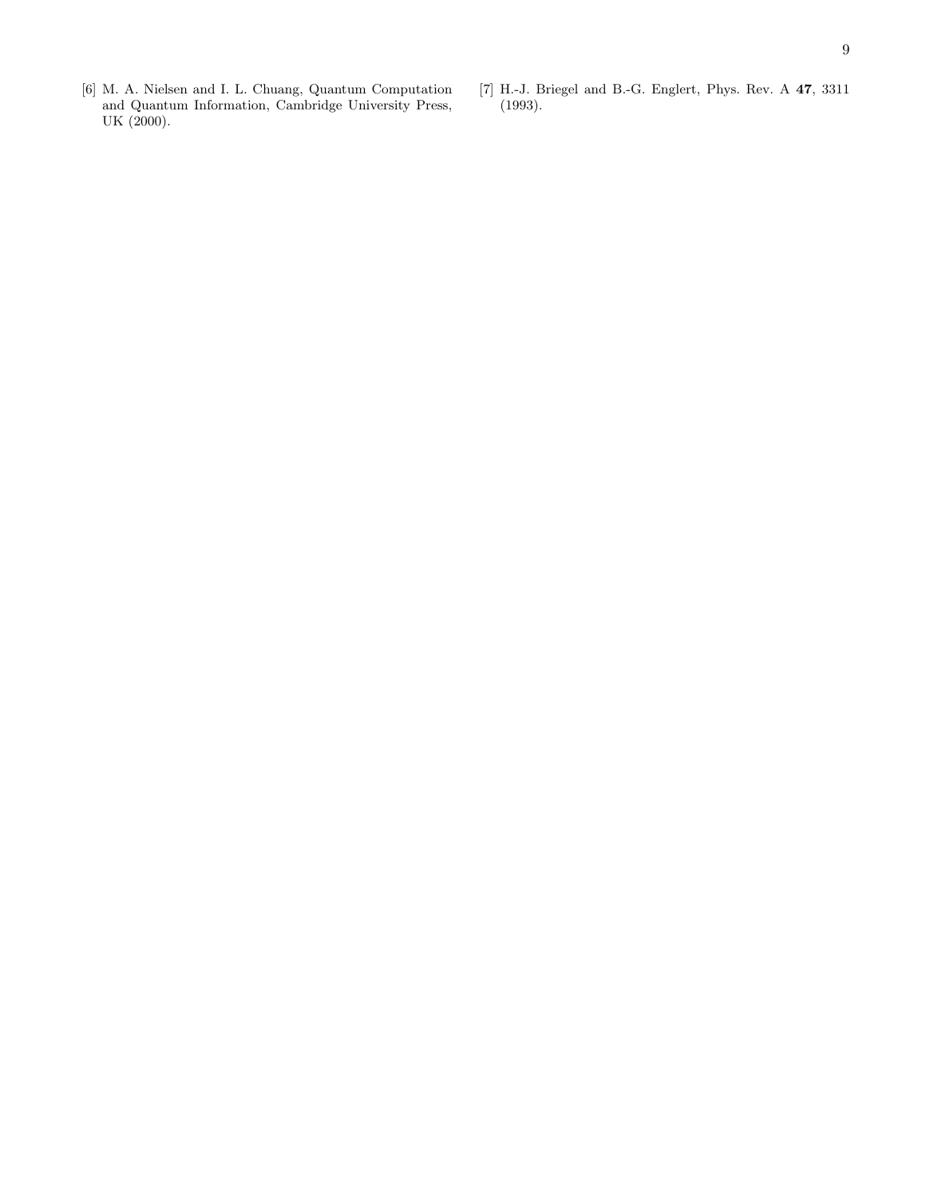[6] M. A. Nielsen and I. L. Chuang, Quantum Computation and Quantum Information, Cambridge University Press, UK (2000).

[7] H.-J. Briegel and B.-G. Englert, Phys. Rev. A **47**, 3311 (1993).